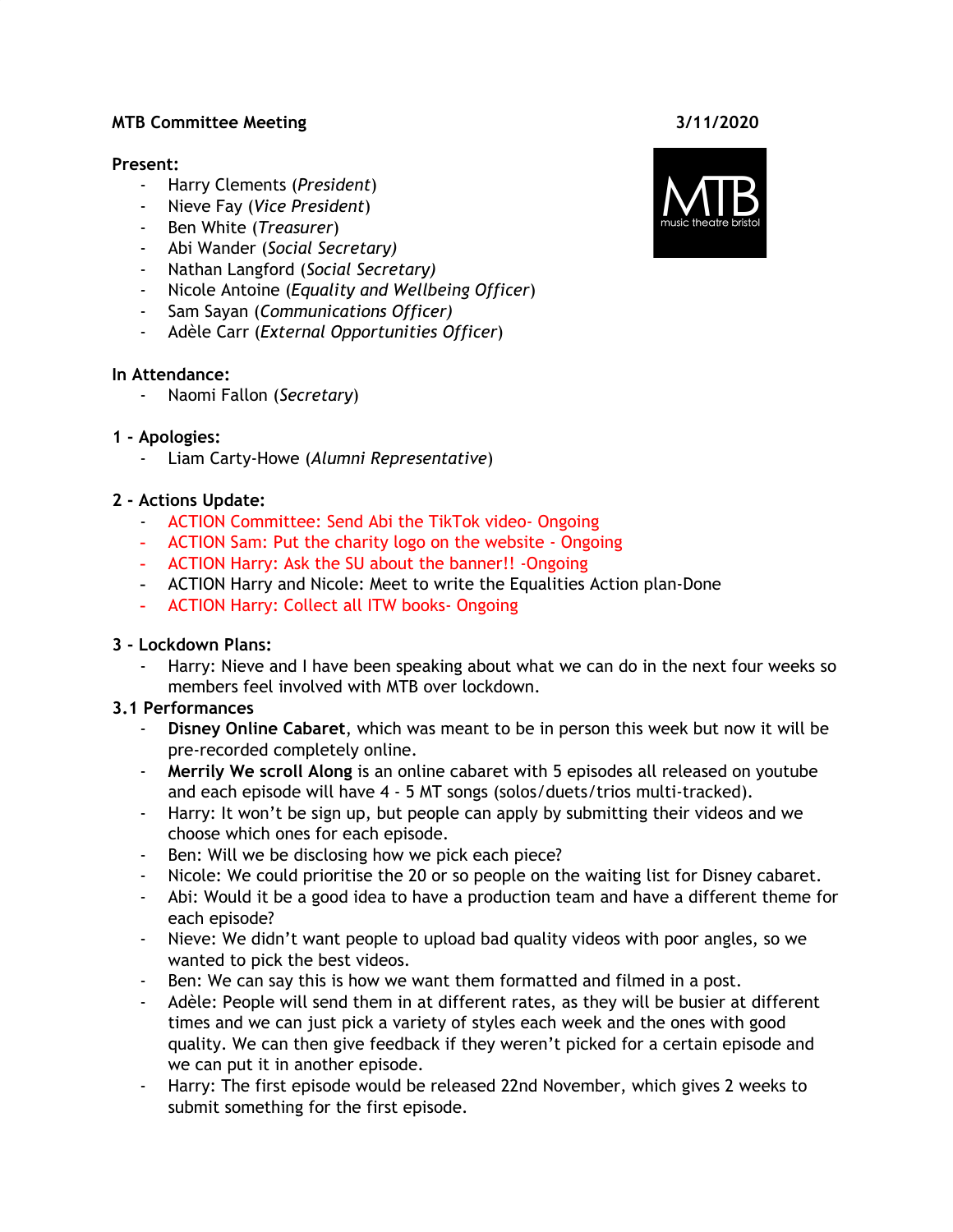**MTB Committee Meeting** **3/11/2020**

**Present:**
- Harry Clements (*President*)
- Nieve Fay (*Vice President*)
- Ben White (*Treasurer*)
- Abi Wander (*Social Secretary)*
- Nathan Langford (*Social Secretary)*
- Nicole Antoine (*Equality and Wellbeing Officer*)
- Sam Sayan (*Communications Officer)*
- Adèle Carr (*External Opportunities Officer*)

**In Attendance:**
- Naomi Fallon (*Secretary*)

**1 - Apologies:**
- Liam Carty-Howe (*Alumni Representative*)

**2 - Actions Update:**
- ACTION Committee: Send Abi the TikTok video- Ongoing
- ACTION Sam: Put the charity logo on the website - Ongoing
- ACTION Harry: Ask the SU about the banner!! -Ongoing
- ACTION Harry and Nicole: Meet to write the Equalities Action plan-Done
- ACTION Harry: Collect all ITW books- Ongoing

**3 - Lockdown Plans:**
- Harry: Nieve and I have been speaking about what we can do in the next four weeks so members feel involved with MTB over lockdown.

**3.1 Performances**
- **Disney Online Cabaret**, which was meant to be in person this week but now it will be pre-recorded completely online.
- **Merrily We scroll Along** is an online cabaret with 5 episodes all released on youtube and each episode will have 4 - 5 MT songs (solos/duets/trios multi-tracked).
- Harry: It won't be sign up, but people can apply by submitting their videos and we choose which ones for each episode.
- Ben: Will we be disclosing how we pick each piece?
- Nicole: We could prioritise the 20 or so people on the waiting list for Disney cabaret.
- Abi: Would it be a good idea to have a production team and have a different theme for each episode?
- Nieve: We didn't want people to upload bad quality videos with poor angles, so we wanted to pick the best videos.
- Ben: We can say this is how we want them formatted and filmed in a post.
- Adèle: People will send them in at different rates, as they will be busier at different times and we can just pick a variety of styles each week and the ones with good quality. We can then give feedback if they weren't picked for a certain episode and we can put it in another episode.
- Harry: The first episode would be released 22nd November, which gives 2 weeks to submit something for the first episode.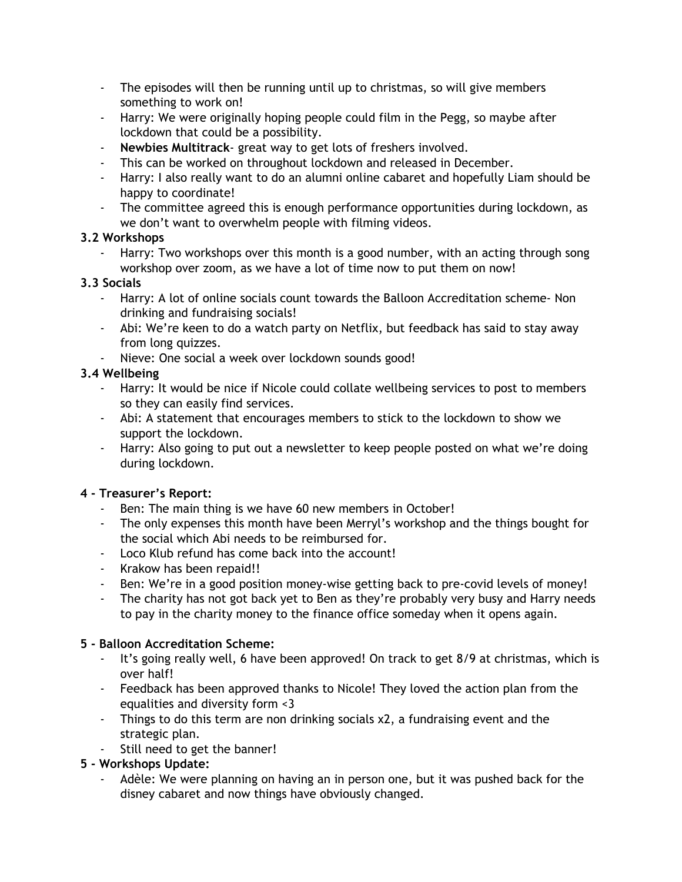- The episodes will then be running until up to christmas, so will give members something to work on!
- Harry: We were originally hoping people could film in the Pegg, so maybe after lockdown that could be a possibility.
- **Newbies Multitrack**- great way to get lots of freshers involved.
- This can be worked on throughout lockdown and released in December.
- Harry: I also really want to do an alumni online cabaret and hopefully Liam should be happy to coordinate!
- The committee agreed this is enough performance opportunities during lockdown, as we don't want to overwhelm people with filming videos.

**3.2 Workshops**

- Harry: Two workshops over this month is a good number, with an acting through song workshop over zoom, as we have a lot of time now to put them on now!

**3.3 Socials**

- Harry: A lot of online socials count towards the Balloon Accreditation scheme- Non drinking and fundraising socials!
- Abi: We're keen to do a watch party on Netflix, but feedback has said to stay away from long quizzes.
- Nieve: One social a week over lockdown sounds good!

**3.4 Wellbeing**

- Harry: It would be nice if Nicole could collate wellbeing services to post to members so they can easily find services.
- Abi: A statement that encourages members to stick to the lockdown to show we support the lockdown.
- Harry: Also going to put out a newsletter to keep people posted on what we're doing during lockdown.

**4 - Treasurer's Report:**

- Ben: The main thing is we have 60 new members in October!
- The only expenses this month have been Merryl's workshop and the things bought for the social which Abi needs to be reimbursed for.
- Loco Klub refund has come back into the account!
- Krakow has been repaid!!
- Ben: We're in a good position money-wise getting back to pre-covid levels of money!
- The charity has not got back yet to Ben as they're probably very busy and Harry needs to pay in the charity money to the finance office someday when it opens again.

**5 - Balloon Accreditation Scheme:**

- It's going really well, 6 have been approved! On track to get 8/9 at christmas, which is over half!
- Feedback has been approved thanks to Nicole! They loved the action plan from the equalities and diversity form <3
- Things to do this term are non drinking socials x2, a fundraising event and the strategic plan.
- Still need to get the banner!

**5 - Workshops Update:**

- Adèle: We were planning on having an in person one, but it was pushed back for the disney cabaret and now things have obviously changed.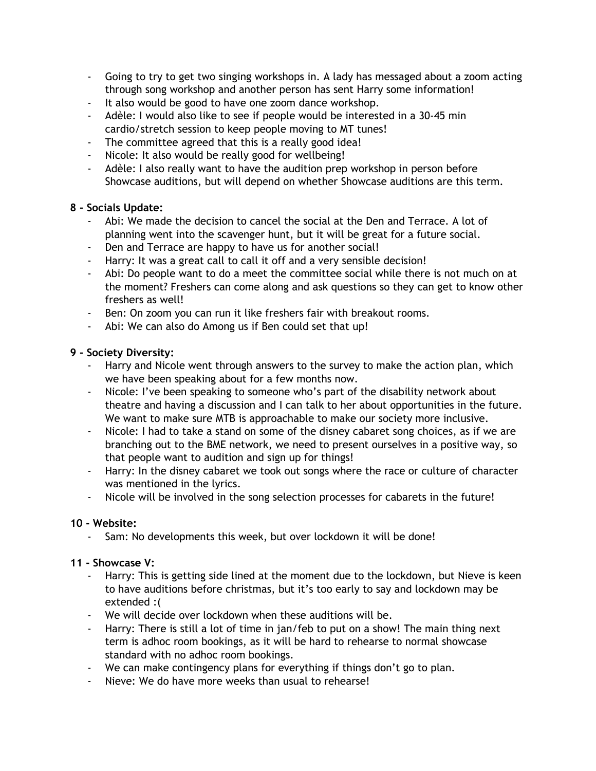- Going to try to get two singing workshops in. A lady has messaged about a zoom acting through song workshop and another person has sent Harry some information!
- It also would be good to have one zoom dance workshop.
- Adèle: I would also like to see if people would be interested in a 30-45 min cardio/stretch session to keep people moving to MT tunes!
- The committee agreed that this is a really good idea!
- Nicole: It also would be really good for wellbeing!
- Adèle: I also really want to have the audition prep workshop in person before Showcase auditions, but will depend on whether Showcase auditions are this term.

**8 - Socials Update:**

- Abi: We made the decision to cancel the social at the Den and Terrace. A lot of planning went into the scavenger hunt, but it will be great for a future social.
- Den and Terrace are happy to have us for another social!
- Harry: It was a great call to call it off and a very sensible decision!
- Abi: Do people want to do a meet the committee social while there is not much on at the moment? Freshers can come along and ask questions so they can get to know other freshers as well!
- Ben: On zoom you can run it like freshers fair with breakout rooms.
- Abi: We can also do Among us if Ben could set that up!

**9 - Society Diversity:**

- Harry and Nicole went through answers to the survey to make the action plan, which we have been speaking about for a few months now.
- Nicole: I've been speaking to someone who's part of the disability network about theatre and having a discussion and I can talk to her about opportunities in the future. We want to make sure MTB is approachable to make our society more inclusive.
- Nicole: I had to take a stand on some of the disney cabaret song choices, as if we are branching out to the BME network, we need to present ourselves in a positive way, so that people want to audition and sign up for things!
- Harry: In the disney cabaret we took out songs where the race or culture of character was mentioned in the lyrics.
- Nicole will be involved in the song selection processes for cabarets in the future!

**10 - Website:**

- Sam: No developments this week, but over lockdown it will be done!

**11 - Showcase V:**

- Harry: This is getting side lined at the moment due to the lockdown, but Nieve is keen to have auditions before christmas, but it's too early to say and lockdown may be extended :(
- We will decide over lockdown when these auditions will be.
- Harry: There is still a lot of time in jan/feb to put on a show! The main thing next term is adhoc room bookings, as it will be hard to rehearse to normal showcase standard with no adhoc room bookings.
- We can make contingency plans for everything if things don't go to plan.
- Nieve: We do have more weeks than usual to rehearse!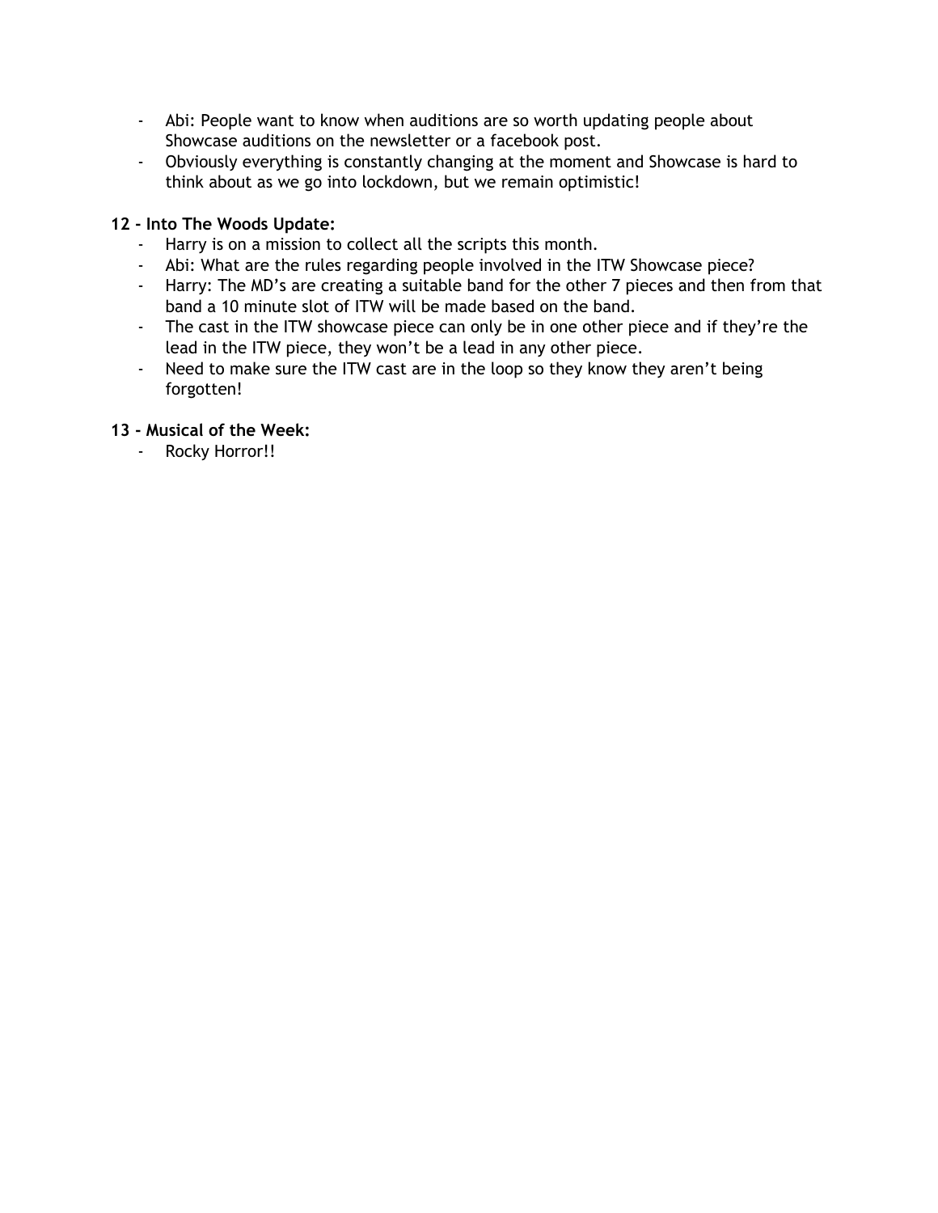- Abi: People want to know when auditions are so worth updating people about Showcase auditions on the newsletter or a facebook post.
- Obviously everything is constantly changing at the moment and Showcase is hard to think about as we go into lockdown, but we remain optimistic!

**12 - Into The Woods Update:**

- Harry is on a mission to collect all the scripts this month.
- Abi: What are the rules regarding people involved in the ITW Showcase piece?
- Harry: The MD's are creating a suitable band for the other 7 pieces and then from that band a 10 minute slot of ITW will be made based on the band.
- The cast in the ITW showcase piece can only be in one other piece and if they're the lead in the ITW piece, they won't be a lead in any other piece.
- Need to make sure the ITW cast are in the loop so they know they aren't being forgotten!

**13 - Musical of the Week:**

- Rocky Horror!!